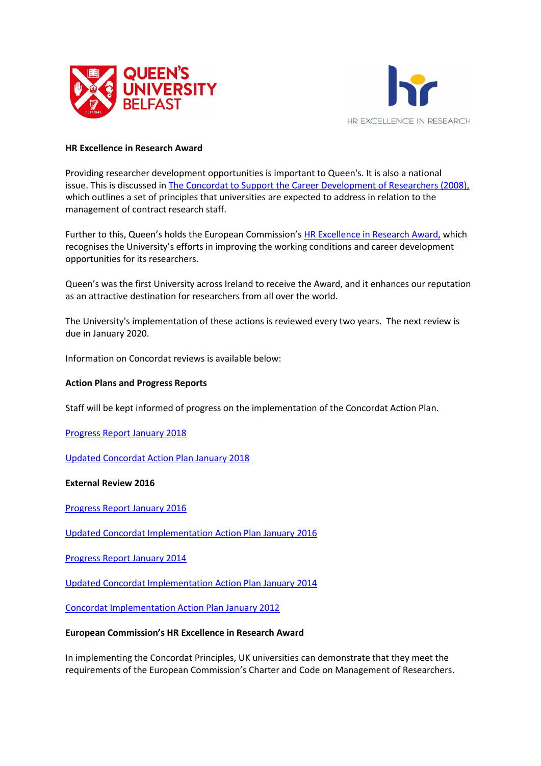**HR Excellence in Research Award**

Providing researcher development opportunities is important to Queen's. It is also a national issue. This is discussed in The Concordat to Support the Career Development of Researchers (2008), which outlines a set of principles that universities are expected to address in relation to the management of contract research staff.

Further to this, Queen's holds the European Commission's HR Excellence in Research Award, which recognises the University's efforts in improving the working conditions and career development opportunities for its researchers.

Queen's was the first University across Ireland to receive the Award, and it enhances our reputation as an attractive destination for researchers from all over the world.

The University's implementation of these actions is reviewed every two years. The next review is due in January 2020.

Information on Concordat reviews is available below:

**Action Plans and Progress Reports**

Staff will be kept informed of progress on the implementation of the Concordat Action Plan.

Progress Report January 2018

Updated Concordat Action Plan January 2018

**External Review 2016**

Progress Report January 2016

Updated Concordat Implementation Action Plan January 2016

Progress Report January 2014

Updated Concordat Implementation Action Plan January 2014

Concordat Implementation Action Plan January 2012

**European Commission's HR Excellence in Research Award**

In implementing the Concordat Principles, UK universities can demonstrate that they meet the requirements of the European Commission's Charter and Code on Management of Researchers.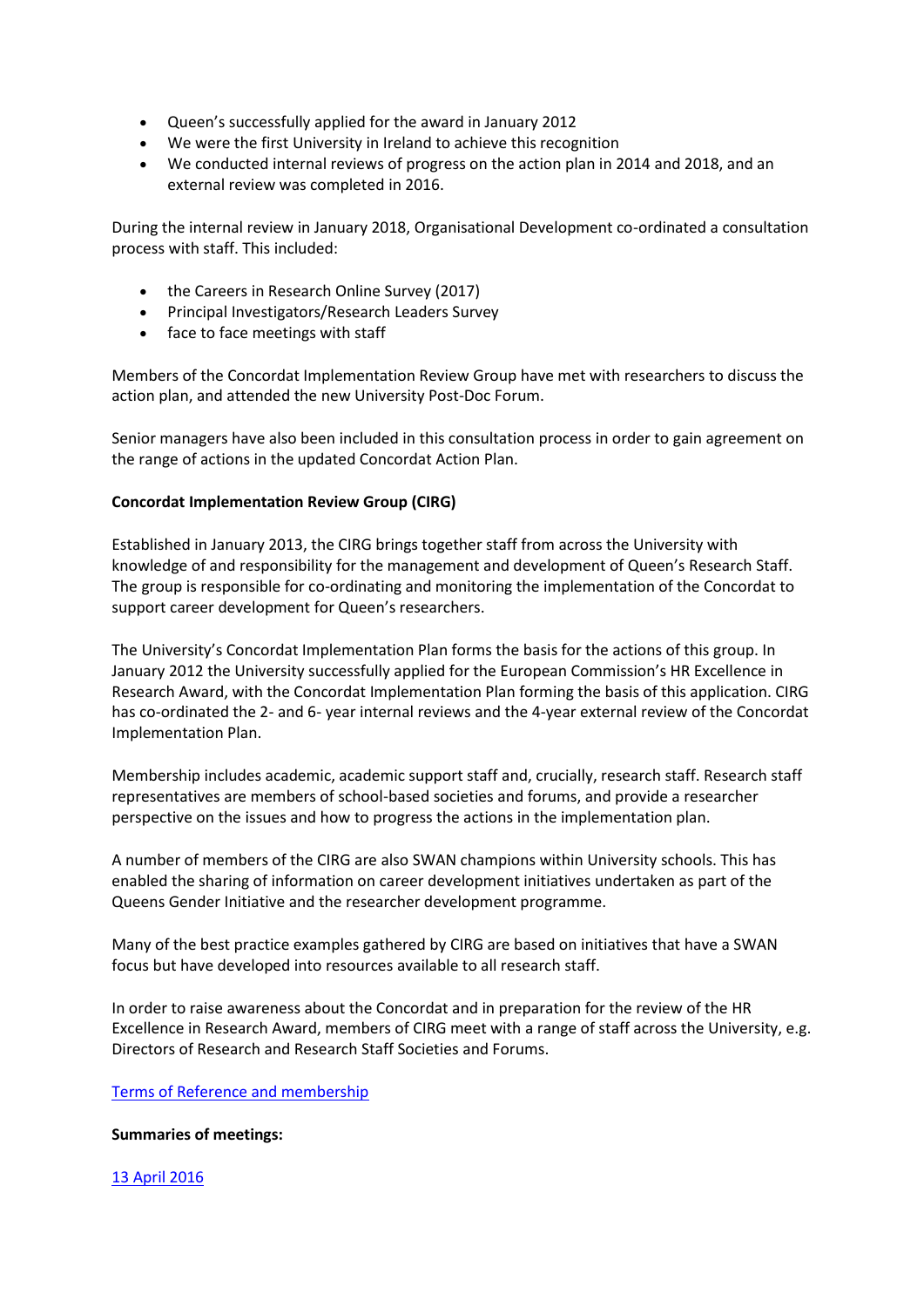- Queen's successfully applied for the award in January 2012
- We were the first University in Ireland to achieve this recognition
- We conducted internal reviews of progress on the action plan in 2014 and 2018, and an external review was completed in 2016.

During the internal review in January 2018, Organisational Development co-ordinated a consultation process with staff. This included:

- the Careers in Research Online Survey (2017)
- Principal Investigators/Research Leaders Survey
- face to face meetings with staff

Members of the Concordat Implementation Review Group have met with researchers to discuss the action plan, and attended the new University Post-Doc Forum.

Senior managers have also been included in this consultation process in order to gain agreement on the range of actions in the updated Concordat Action Plan.

**Concordat Implementation Review Group (CIRG)**

Established in January 2013, the CIRG brings together staff from across the University with knowledge of and responsibility for the management and development of Queen's Research Staff. The group is responsible for co-ordinating and monitoring the implementation of the Concordat to support career development for Queen's researchers.

The University's Concordat Implementation Plan forms the basis for the actions of this group. In January 2012 the University successfully applied for the European Commission's HR Excellence in Research Award, with the Concordat Implementation Plan forming the basis of this application. CIRG has co-ordinated the 2- and 6- year internal reviews and the 4-year external review of the Concordat Implementation Plan.

Membership includes academic, academic support staff and, crucially, research staff. Research staff representatives are members of school-based societies and forums, and provide a researcher perspective on the issues and how to progress the actions in the implementation plan.

A number of members of the CIRG are also SWAN champions within University schools. This has enabled the sharing of information on career development initiatives undertaken as part of the Queens Gender Initiative and the researcher development programme.

Many of the best practice examples gathered by CIRG are based on initiatives that have a SWAN focus but have developed into resources available to all research staff.

In order to raise awareness about the Concordat and in preparation for the review of the HR Excellence in Research Award, members of CIRG meet with a range of staff across the University, e.g. Directors of Research and Research Staff Societies and Forums.

Terms of Reference and membership

**Summaries of meetings:**

13 April 2016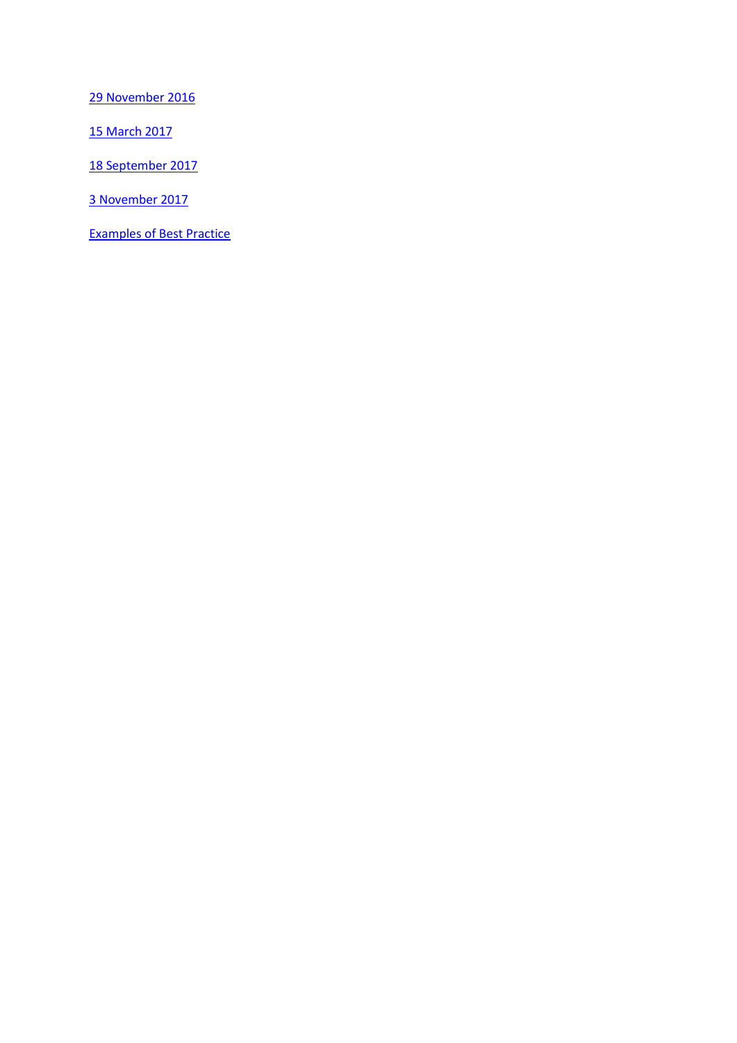29 November 2016

15 March 2017

18 September 2017

3 November 2017

Examples of Best Practice